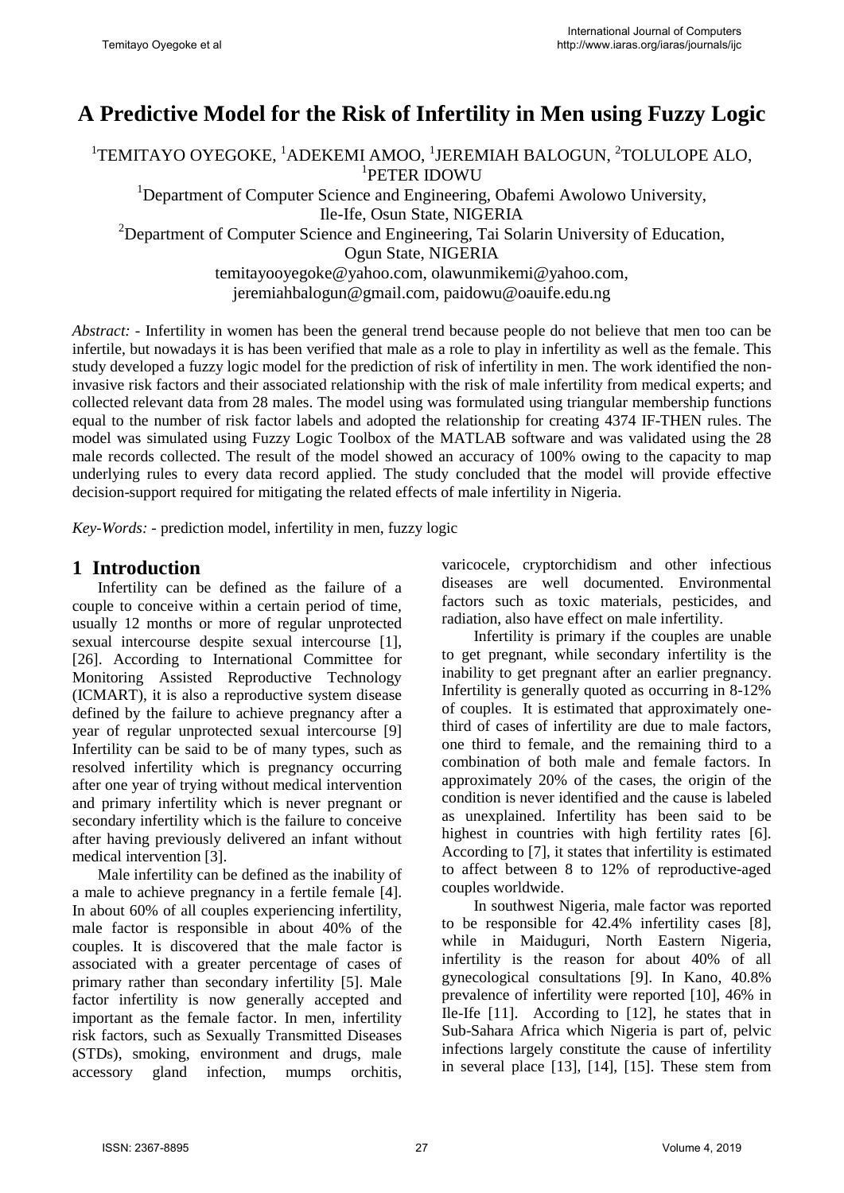# A Predictive Model for the Risk of Infertility in Men using Fuzzy Logic

[1]TEMITAYO OYEGOKE, [1]ADEKEMI AMOO, [1]JEREMIAH BALOGUN, [2]TOLULOPE ALO, [1]PETER IDOWU

[1]Department of Computer Science and Engineering, Obafemi Awolowo University, Ile-Ife, Osun State, NIGERIA

[2]Department of Computer Science and Engineering, Tai Solarin University of Education, Ogun State, NIGERIA

temitayooyegoke@yahoo.com, olawunmikemi@yahoo.com, jeremiahbalogun@gmail.com, paidowu@oauife.edu.ng

*Abstract:* - Infertility in women has been the general trend because people do not believe that men too can be infertile, but nowadays it is has been verified that male as a role to play in infertility as well as the female. This study developed a fuzzy logic model for the prediction of risk of infertility in men. The work identified the non-invasive risk factors and their associated relationship with the risk of male infertility from medical experts; and collected relevant data from 28 males. The model using was formulated using triangular membership functions equal to the number of risk factor labels and adopted the relationship for creating 4374 IF-THEN rules. The model was simulated using Fuzzy Logic Toolbox of the MATLAB software and was validated using the 28 male records collected. The result of the model showed an accuracy of 100% owing to the capacity to map underlying rules to every data record applied. The study concluded that the model will provide effective decision-support required for mitigating the related effects of male infertility in Nigeria.

*Key-Words:* - prediction model, infertility in men, fuzzy logic

## 1 Introduction

Infertility can be defined as the failure of a couple to conceive within a certain period of time, usually 12 months or more of regular unprotected sexual intercourse despite sexual intercourse [1], [26]. According to International Committee for Monitoring Assisted Reproductive Technology (ICMART), it is also a reproductive system disease defined by the failure to achieve pregnancy after a year of regular unprotected sexual intercourse [9] Infertility can be said to be of many types, such as resolved infertility which is pregnancy occurring after one year of trying without medical intervention and primary infertility which is never pregnant or secondary infertility which is the failure to conceive after having previously delivered an infant without medical intervention [3].

Male infertility can be defined as the inability of a male to achieve pregnancy in a fertile female [4]. In about 60% of all couples experiencing infertility, male factor is responsible in about 40% of the couples. It is discovered that the male factor is associated with a greater percentage of cases of primary rather than secondary infertility [5]. Male factor infertility is now generally accepted and important as the female factor. In men, infertility risk factors, such as Sexually Transmitted Diseases (STDs), smoking, environment and drugs, male accessory gland infection, mumps orchitis, varicocele, cryptorchidism and other infectious diseases are well documented. Environmental factors such as toxic materials, pesticides, and radiation, also have effect on male infertility.

Infertility is primary if the couples are unable to get pregnant, while secondary infertility is the inability to get pregnant after an earlier pregnancy. Infertility is generally quoted as occurring in 8-12% of couples. It is estimated that approximately one-third of cases of infertility are due to male factors, one third to female, and the remaining third to a combination of both male and female factors. In approximately 20% of the cases, the origin of the condition is never identified and the cause is labeled as unexplained. Infertility has been said to be highest in countries with high fertility rates [6]. According to [7], it states that infertility is estimated to affect between 8 to 12% of reproductive-aged couples worldwide.

In southwest Nigeria, male factor was reported to be responsible for 42.4% infertility cases [8], while in Maiduguri, North Eastern Nigeria, infertility is the reason for about 40% of all gynecological consultations [9]. In Kano, 40.8% prevalence of infertility were reported [10], 46% in Ile-Ife [11]. According to [12], he states that in Sub-Sahara Africa which Nigeria is part of, pelvic infections largely constitute the cause of infertility in several place [13], [14], [15]. These stem from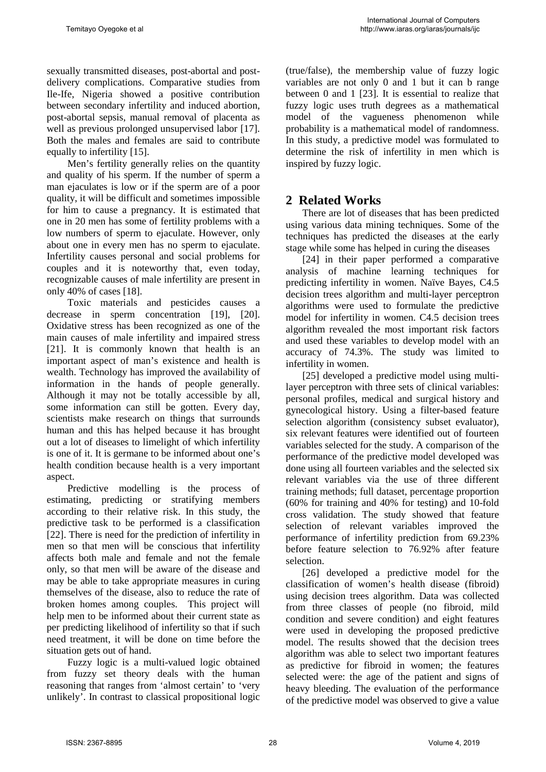sexually transmitted diseases, post-abortal and post-delivery complications. Comparative studies from Ile-Ife, Nigeria showed a positive contribution between secondary infertility and induced abortion, post-abortal sepsis, manual removal of placenta as well as previous prolonged unsupervised labor [17]. Both the males and females are said to contribute equally to infertility [15].

Men's fertility generally relies on the quantity and quality of his sperm. If the number of sperm a man ejaculates is low or if the sperm are of a poor quality, it will be difficult and sometimes impossible for him to cause a pregnancy. It is estimated that one in 20 men has some of fertility problems with a low numbers of sperm to ejaculate. However, only about one in every men has no sperm to ejaculate. Infertility causes personal and social problems for couples and it is noteworthy that, even today, recognizable causes of male infertility are present in only 40% of cases [18].

Toxic materials and pesticides causes a decrease in sperm concentration [19], [20]. Oxidative stress has been recognized as one of the main causes of male infertility and impaired stress [21]. It is commonly known that health is an important aspect of man's existence and health is wealth. Technology has improved the availability of information in the hands of people generally. Although it may not be totally accessible by all, some information can still be gotten. Every day, scientists make research on things that surrounds human and this has helped because it has brought out a lot of diseases to limelight of which infertility is one of it. It is germane to be informed about one's health condition because health is a very important aspect.

Predictive modelling is the process of estimating, predicting or stratifying members according to their relative risk. In this study, the predictive task to be performed is a classification [22]. There is need for the prediction of infertility in men so that men will be conscious that infertility affects both male and female and not the female only, so that men will be aware of the disease and may be able to take appropriate measures in curing themselves of the disease, also to reduce the rate of broken homes among couples. This project will help men to be informed about their current state as per predicting likelihood of infertility so that if such need treatment, it will be done on time before the situation gets out of hand.

Fuzzy logic is a multi-valued logic obtained from fuzzy set theory deals with the human reasoning that ranges from 'almost certain' to 'very unlikely'. In contrast to classical propositional logic (true/false), the membership value of fuzzy logic variables are not only 0 and 1 but it can b range between 0 and 1 [23]. It is essential to realize that fuzzy logic uses truth degrees as a mathematical model of the vagueness phenomenon while probability is a mathematical model of randomness. In this study, a predictive model was formulated to determine the risk of infertility in men which is inspired by fuzzy logic.

## 2 Related Works

There are lot of diseases that has been predicted using various data mining techniques. Some of the techniques has predicted the diseases at the early stage while some has helped in curing the diseases

[24] in their paper performed a comparative analysis of machine learning techniques for predicting infertility in women. Naïve Bayes, C4.5 decision trees algorithm and multi-layer perceptron algorithms were used to formulate the predictive model for infertility in women. C4.5 decision trees algorithm revealed the most important risk factors and used these variables to develop model with an accuracy of 74.3%. The study was limited to infertility in women.

[25] developed a predictive model using multi-layer perceptron with three sets of clinical variables: personal profiles, medical and surgical history and gynecological history. Using a filter-based feature selection algorithm (consistency subset evaluator), six relevant features were identified out of fourteen variables selected for the study. A comparison of the performance of the predictive model developed was done using all fourteen variables and the selected six relevant variables via the use of three different training methods; full dataset, percentage proportion (60% for training and 40% for testing) and 10-fold cross validation. The study showed that feature selection of relevant variables improved the performance of infertility prediction from 69.23% before feature selection to 76.92% after feature selection.

[26] developed a predictive model for the classification of women's health disease (fibroid) using decision trees algorithm. Data was collected from three classes of people (no fibroid, mild condition and severe condition) and eight features were used in developing the proposed predictive model. The results showed that the decision trees algorithm was able to select two important features as predictive for fibroid in women; the features selected were: the age of the patient and signs of heavy bleeding. The evaluation of the performance of the predictive model was observed to give a value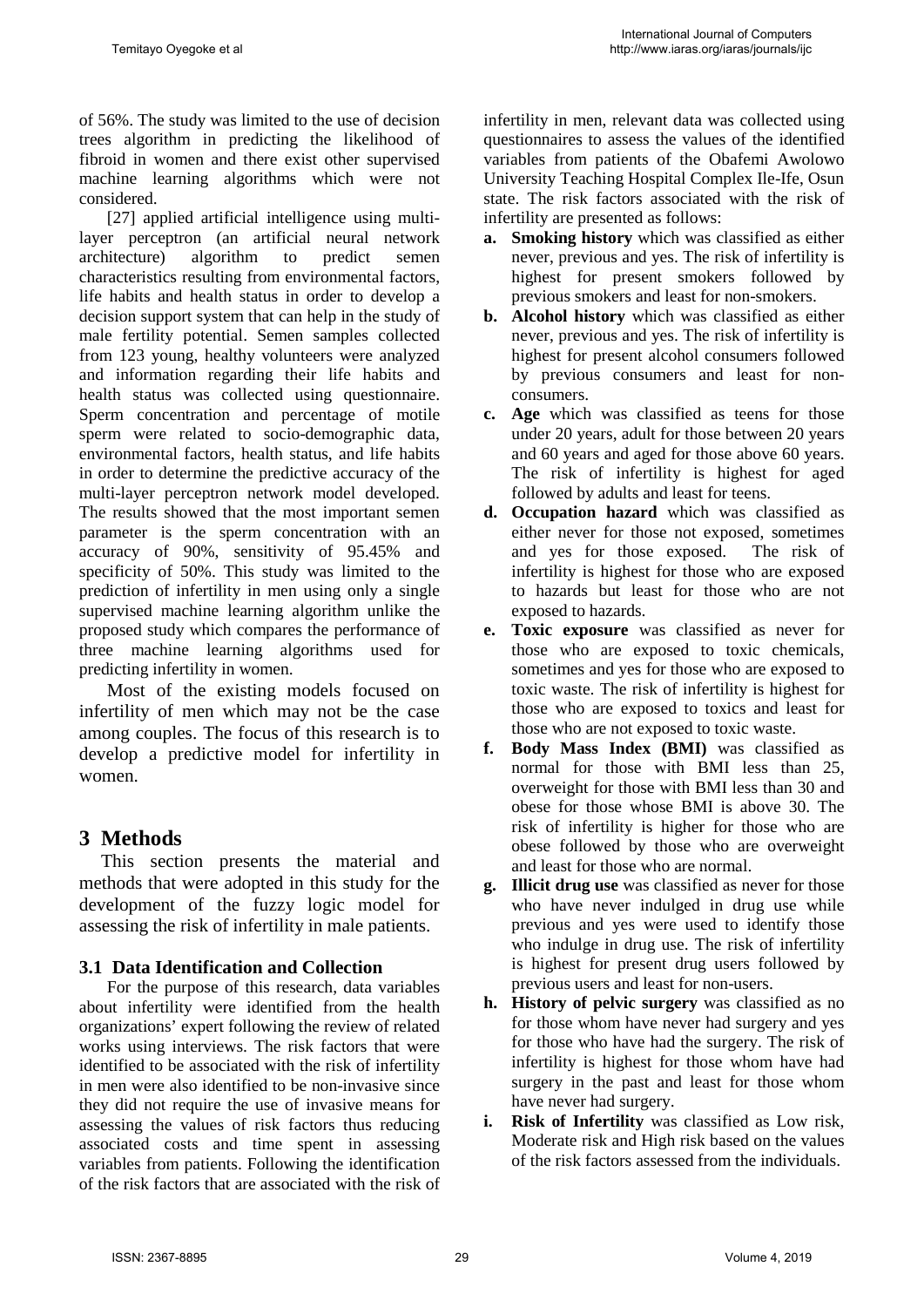of 56%. The study was limited to the use of decision trees algorithm in predicting the likelihood of fibroid in women and there exist other supervised machine learning algorithms which were not considered.

[27] applied artificial intelligence using multi-layer perceptron (an artificial neural network architecture) algorithm to predict semen characteristics resulting from environmental factors, life habits and health status in order to develop a decision support system that can help in the study of male fertility potential. Semen samples collected from 123 young, healthy volunteers were analyzed and information regarding their life habits and health status was collected using questionnaire. Sperm concentration and percentage of motile sperm were related to socio-demographic data, environmental factors, health status, and life habits in order to determine the predictive accuracy of the multi-layer perceptron network model developed. The results showed that the most important semen parameter is the sperm concentration with an accuracy of 90%, sensitivity of 95.45% and specificity of 50%. This study was limited to the prediction of infertility in men using only a single supervised machine learning algorithm unlike the proposed study which compares the performance of three machine learning algorithms used for predicting infertility in women.

Most of the existing models focused on infertility of men which may not be the case among couples. The focus of this research is to develop a predictive model for infertility in women.

## 3 Methods

This section presents the material and methods that were adopted in this study for the development of the fuzzy logic model for assessing the risk of infertility in male patients.

### 3.1 Data Identification and Collection

For the purpose of this research, data variables about infertility were identified from the health organizations' expert following the review of related works using interviews. The risk factors that were identified to be associated with the risk of infertility in men were also identified to be non-invasive since they did not require the use of invasive means for assessing the values of risk factors thus reducing associated costs and time spent in assessing variables from patients. Following the identification of the risk factors that are associated with the risk of infertility in men, relevant data was collected using questionnaires to assess the values of the identified variables from patients of the Obafemi Awolowo University Teaching Hospital Complex Ile-Ife, Osun state. The risk factors associated with the risk of infertility are presented as follows:

a. **Smoking history** which was classified as either never, previous and yes. The risk of infertility is highest for present smokers followed by previous smokers and least for non-smokers.
b. **Alcohol history** which was classified as either never, previous and yes. The risk of infertility is highest for present alcohol consumers followed by previous consumers and least for non-consumers.
c. **Age** which was classified as teens for those under 20 years, adult for those between 20 years and 60 years and aged for those above 60 years. The risk of infertility is highest for aged followed by adults and least for teens.
d. **Occupation hazard** which was classified as either never for those not exposed, sometimes and yes for those exposed. The risk of infertility is highest for those who are exposed to hazards but least for those who are not exposed to hazards.
e. **Toxic exposure** was classified as never for those who are exposed to toxic chemicals, sometimes and yes for those who are exposed to toxic waste. The risk of infertility is highest for those who are exposed to toxics and least for those who are not exposed to toxic waste.
f. **Body Mass Index (BMI)** was classified as normal for those with BMI less than 25, overweight for those with BMI less than 30 and obese for those whose BMI is above 30. The risk of infertility is higher for those who are obese followed by those who are overweight and least for those who are normal.
g. **Illicit drug use** was classified as never for those who have never indulged in drug use while previous and yes were used to identify those who indulge in drug use. The risk of infertility is highest for present drug users followed by previous users and least for non-users.
h. **History of pelvic surgery** was classified as no for those whom have never had surgery and yes for those who have had the surgery. The risk of infertility is highest for those whom have had surgery in the past and least for those whom have never had surgery.
i. **Risk of Infertility** was classified as Low risk, Moderate risk and High risk based on the values of the risk factors assessed from the individuals.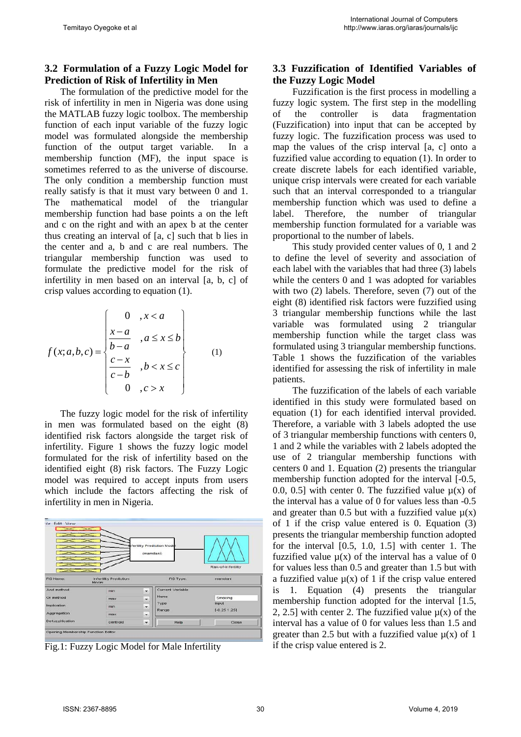### 3.2 Formulation of a Fuzzy Logic Model for Prediction of Risk of Infertility in Men

The formulation of the predictive model for the risk of infertility in men in Nigeria was done using the MATLAB fuzzy logic toolbox. The membership function of each input variable of the fuzzy logic model was formulated alongside the membership function of the output target variable. In a membership function (MF), the input space is sometimes referred to as the universe of discourse. The only condition a membership function must really satisfy is that it must vary between 0 and 1. The mathematical model of the triangular membership function had base points a on the left and c on the right and with an apex b at the center thus creating an interval of [a, c] such that b lies in the center and a, b and c are real numbers. The triangular membership function was used to formulate the predictive model for the risk of infertility in men based on an interval [a, b, c] of crisp values according to equation (1).

$$f(x;a,b,c) = \begin{cases} 0 & ,x < a \\ \dfrac{x-a}{b-a} & ,a \le x \le b \\ \dfrac{c-x}{c-b} & ,b < x \le c \\ 0 & ,c > x \end{cases} \quad (1)$$

The fuzzy logic model for the risk of infertility in men was formulated based on the eight (8) identified risk factors alongside the target risk of infertility. Figure 1 shows the fuzzy logic model formulated for the risk of infertility based on the identified eight (8) risk factors. The Fuzzy Logic model was required to accept inputs from users which include the factors affecting the risk of infertility in men in Nigeria.

Fig.1: Fuzzy Logic Model for Male Infertility

### 3.3 Fuzzification of Identified Variables of the Fuzzy Logic Model

Fuzzification is the first process in modelling a fuzzy logic system. The first step in the modelling of the controller is data fragmentation (Fuzzification) into input that can be accepted by fuzzy logic. The fuzzification process was used to map the values of the crisp interval [a, c] onto a fuzzified value according to equation (1). In order to create discrete labels for each identified variable, unique crisp intervals were created for each variable such that an interval corresponded to a triangular membership function which was used to define a label. Therefore, the number of triangular membership function formulated for a variable was proportional to the number of labels.

This study provided center values of 0, 1 and 2 to define the level of severity and association of each label with the variables that had three (3) labels while the centers 0 and 1 was adopted for variables with two (2) labels. Therefore, seven (7) out of the eight (8) identified risk factors were fuzzified using 3 triangular membership functions while the last variable was formulated using 2 triangular membership function while the target class was formulated using 3 triangular membership functions. Table 1 shows the fuzzification of the variables identified for assessing the risk of infertility in male patients.

The fuzzification of the labels of each variable identified in this study were formulated based on equation (1) for each identified interval provided. Therefore, a variable with 3 labels adopted the use of 3 triangular membership functions with centers 0, 1 and 2 while the variables with 2 labels adopted the use of 2 triangular membership functions with centers 0 and 1. Equation (2) presents the triangular membership function adopted for the interval [-0.5, 0.0, 0.5] with center 0. The fuzzified value $\mu(x)$ of the interval has a value of 0 for values less than -0.5 and greater than 0.5 but with a fuzzified value $\mu(x)$ of 1 if the crisp value entered is 0. Equation (3) presents the triangular membership function adopted for the interval [0.5, 1.0, 1.5] with center 1. The fuzzified value $\mu(x)$ of the interval has a value of 0 for values less than 0.5 and greater than 1.5 but with a fuzzified value $\mu(x)$ of 1 if the crisp value entered is 1. Equation (4) presents the triangular membership function adopted for the interval [1.5, 2, 2.5] with center 2. The fuzzified value $\mu(x)$ of the interval has a value of 0 for values less than 1.5 and greater than 2.5 but with a fuzzified value $\mu(x)$ of 1 if the crisp value entered is 2.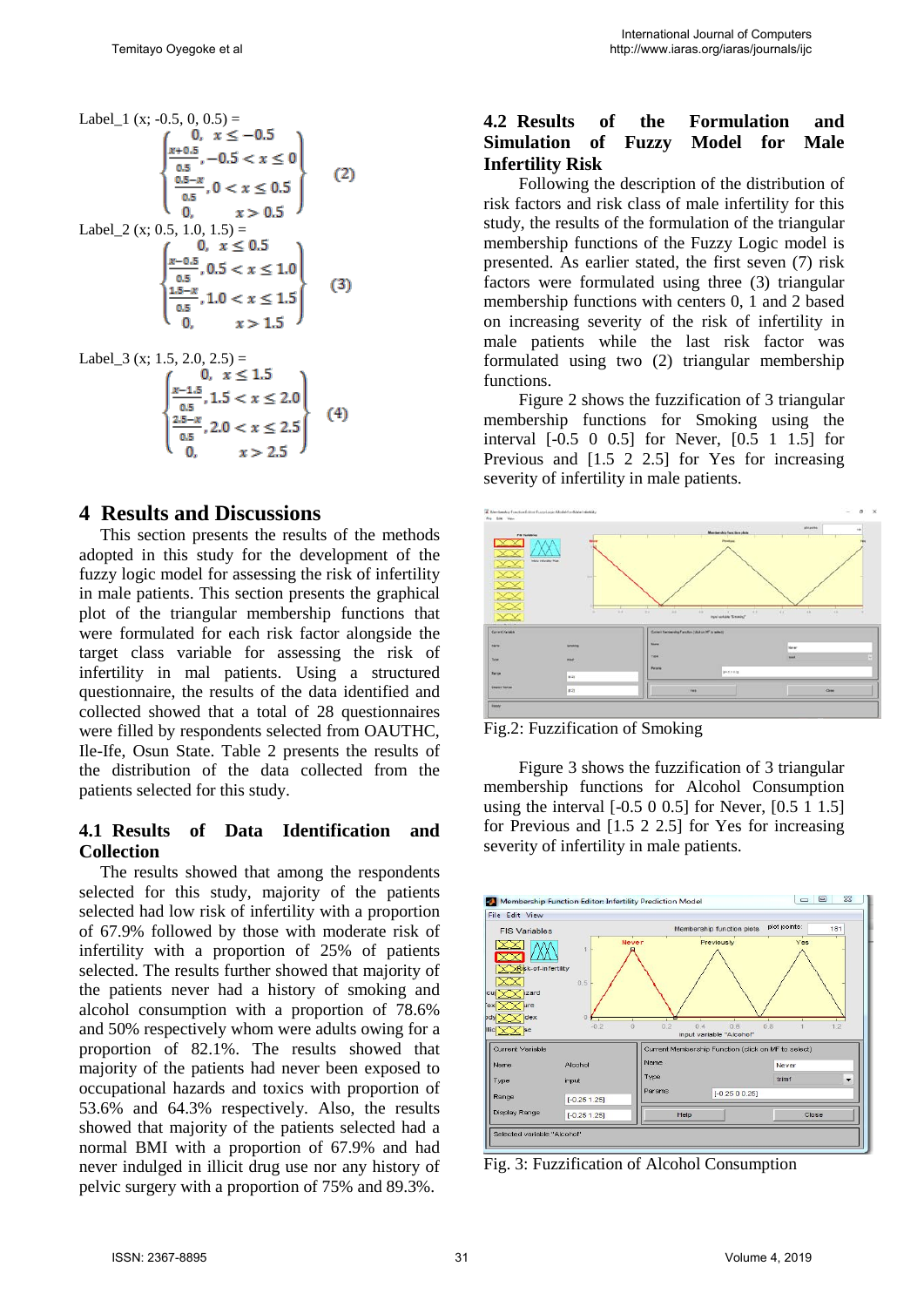Label_1 (x; -0.5, 0, 0.5) =

$$\begin{cases} 0, & x \leq -0.5 \\ \frac{x+0.5}{0.5}, & -0.5 < x \leq 0 \\ \frac{0.5-x}{0.5}, & 0 < x \leq 0.5 \\ 0, & x > 0.5 \end{cases} \quad (2)$$

Label_2 (x; 0.5, 1.0, 1.5) =

$$\begin{cases} 0, & x \leq 0.5 \\ \frac{x-0.5}{0.5}, & 0.5 < x \leq 1.0 \\ \frac{1.5-x}{0.5}, & 1.0 < x \leq 1.5 \\ 0, & x > 1.5 \end{cases} \quad (3)$$

Label_3 (x; 1.5, 2.0, 2.5) =

$$\begin{cases} 0, & x \leq 1.5 \\ \frac{x-1.5}{0.5}, & 1.5 < x \leq 2.0 \\ \frac{2.5-x}{0.5}, & 2.0 < x \leq 2.5 \\ 0, & x > 2.5 \end{cases} \quad (4)$$

# 4 Results and Discussions

This section presents the results of the methods adopted in this study for the development of the fuzzy logic model for assessing the risk of infertility in male patients. This section presents the graphical plot of the triangular membership functions that were formulated for each risk factor alongside the target class variable for assessing the risk of infertility in mal patients. Using a structured questionnaire, the results of the data identified and collected showed that a total of 28 questionnaires were filled by respondents selected from OAUTHC, Ile-Ife, Osun State. Table 2 presents the results of the distribution of the data collected from the patients selected for this study.

## 4.1 Results of Data Identification and Collection

The results showed that among the respondents selected for this study, majority of the patients selected had low risk of infertility with a proportion of 67.9% followed by those with moderate risk of infertility with a proportion of 25% of patients selected. The results further showed that majority of the patients never had a history of smoking and alcohol consumption with a proportion of 78.6% and 50% respectively whom were adults using for a proportion of 82.1%. The results showed that majority of the patients had never been exposed to occupational hazards and toxics with proportion of 53.6% and 64.3% respectively. Also, the results showed that majority of the patients selected had a normal BMI with a proportion of 67.9% and had never indulged in illicit drug use nor any history of pelvic surgery with a proportion of 75% and 89.3%.

## 4.2 Results of the Formulation and Simulation of Fuzzy Model for Male Infertility Risk

Following the description of the distribution of risk factors and risk class of male infertility for this study, the results of the formulation of the triangular membership functions of the Fuzzy Logic model is presented. As earlier stated, the first seven (7) risk factors were formulated using three (3) triangular membership functions with centers 0, 1 and 2 based on increasing severity of the risk of infertility in male patients while the last risk factor was formulated using two (2) triangular membership functions.

Figure 2 shows the fuzzification of 3 triangular membership functions for Smoking using the interval [-0.5 0 0.5] for Never, [0.5 1 1.5] for Previous and [1.5 2 2.5] for Yes for increasing severity of infertility in male patients.

Fig.2: Fuzzification of Smoking

Figure 3 shows the fuzzification of 3 triangular membership functions for Alcohol Consumption using the interval [-0.5 0 0.5] for Never, [0.5 1 1.5] for Previous and [1.5 2 2.5] for Yes for increasing severity of infertility in male patients.

Fig. 3: Fuzzification of Alcohol Consumption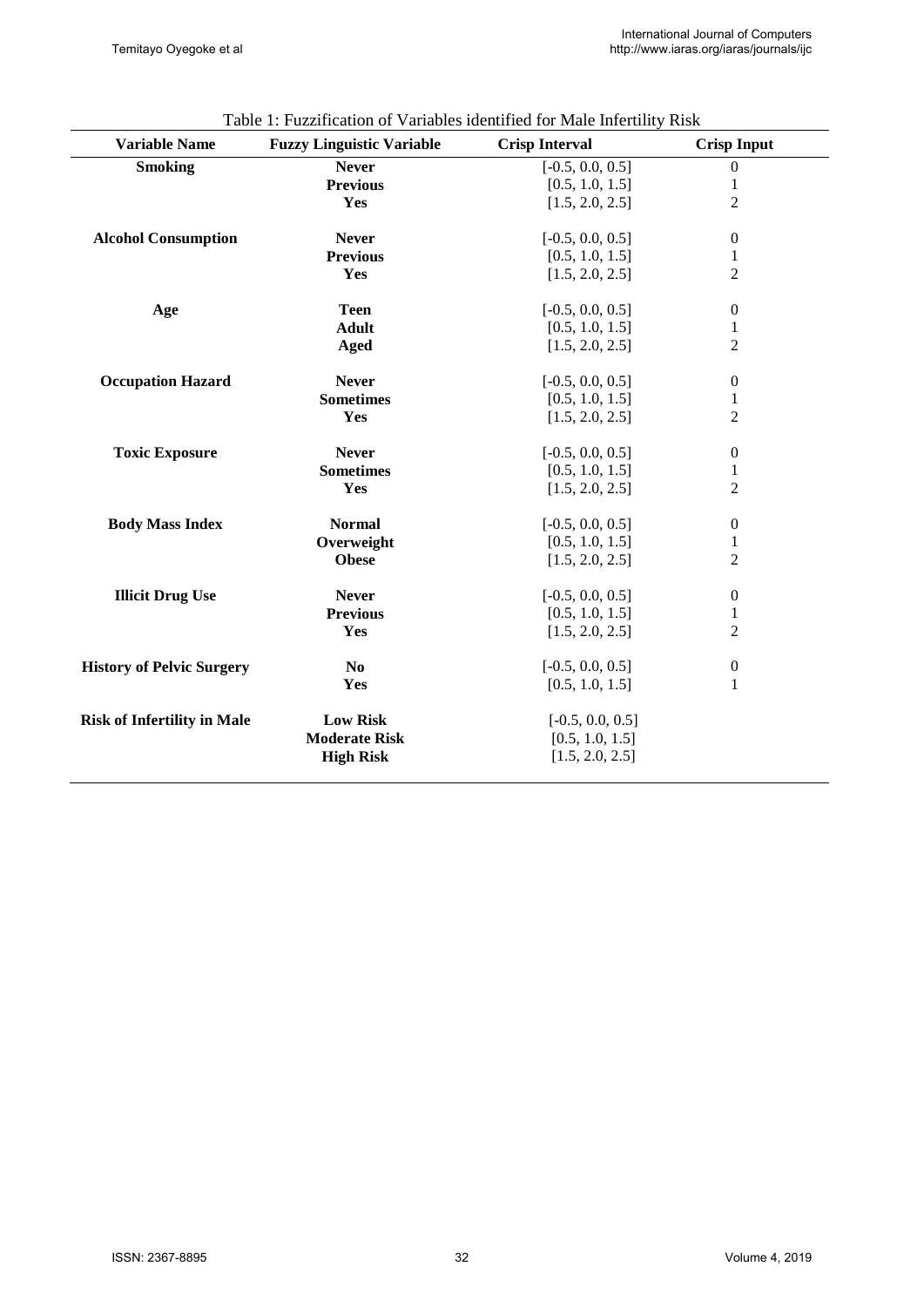Table 1: Fuzzification of Variables identified for Male Infertility Risk

| Variable Name | Fuzzy Linguistic Variable | Crisp Interval | Crisp Input |
|---|---|---|---|
| **Smoking** | **Never** | [-0.5, 0.0, 0.5] | 0 |
| | **Previous** | [0.5, 1.0, 1.5] | 1 |
| | **Yes** | [1.5, 2.0, 2.5] | 2 |
| **Alcohol Consumption** | **Never** | [-0.5, 0.0, 0.5] | 0 |
| | **Previous** | [0.5, 1.0, 1.5] | 1 |
| | **Yes** | [1.5, 2.0, 2.5] | 2 |
| **Age** | **Teen** | [-0.5, 0.0, 0.5] | 0 |
| | **Adult** | [0.5, 1.0, 1.5] | 1 |
| | **Aged** | [1.5, 2.0, 2.5] | 2 |
| **Occupation Hazard** | **Never** | [-0.5, 0.0, 0.5] | 0 |
| | **Sometimes** | [0.5, 1.0, 1.5] | 1 |
| | **Yes** | [1.5, 2.0, 2.5] | 2 |
| **Toxic Exposure** | **Never** | [-0.5, 0.0, 0.5] | 0 |
| | **Sometimes** | [0.5, 1.0, 1.5] | 1 |
| | **Yes** | [1.5, 2.0, 2.5] | 2 |
| **Body Mass Index** | **Normal** | [-0.5, 0.0, 0.5] | 0 |
| | **Overweight** | [0.5, 1.0, 1.5] | 1 |
| | **Obese** | [1.5, 2.0, 2.5] | 2 |
| **Illicit Drug Use** | **Never** | [-0.5, 0.0, 0.5] | 0 |
| | **Previous** | [0.5, 1.0, 1.5] | 1 |
| | **Yes** | [1.5, 2.0, 2.5] | 2 |
| **History of Pelvic Surgery** | **No** | [-0.5, 0.0, 0.5] | 0 |
| | **Yes** | [0.5, 1.0, 1.5] | 1 |
| **Risk of Infertility in Male** | **Low Risk** | [-0.5, 0.0, 0.5] | |
| | **Moderate Risk** | [0.5, 1.0, 1.5] | |
| | **High Risk** | [1.5, 2.0, 2.5] | |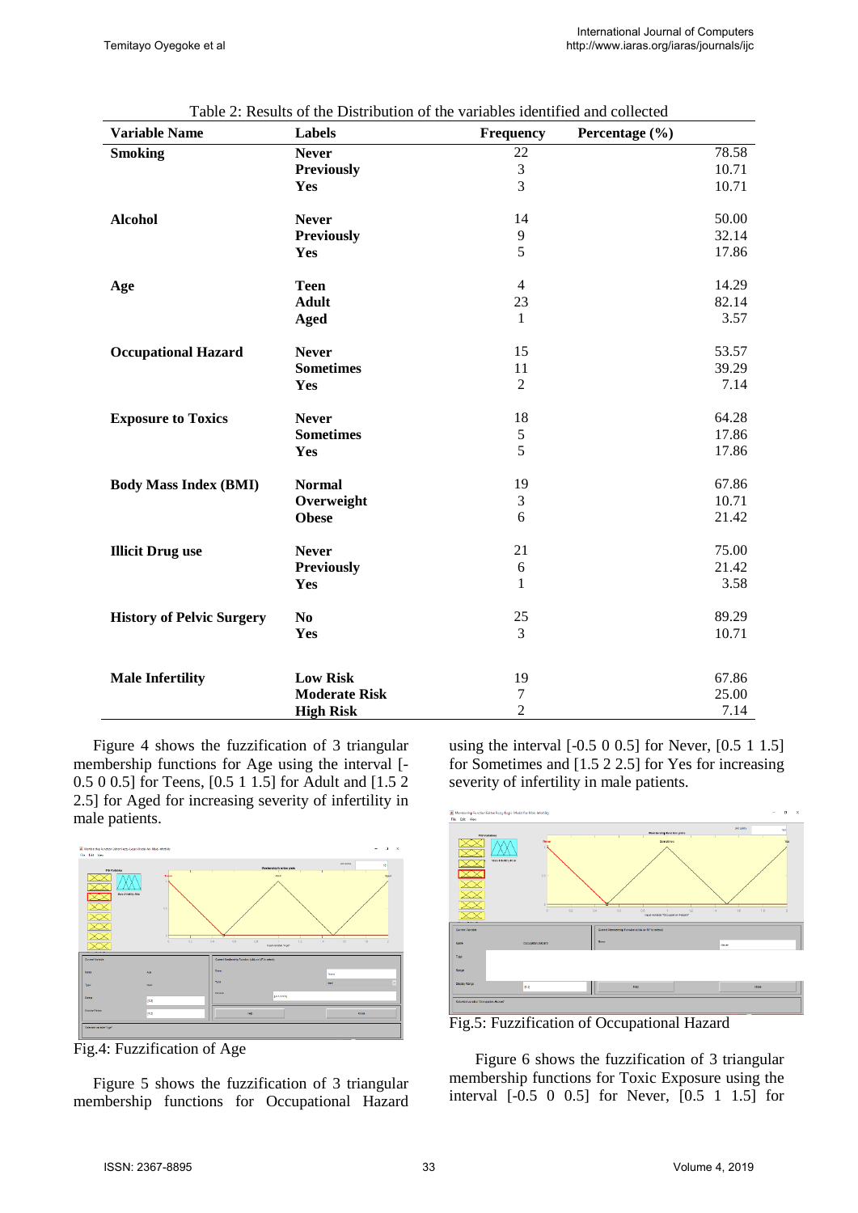Table 2: Results of the Distribution of the variables identified and collected

| Variable Name | Labels | Frequency | Percentage (%) |
|---|---|---|---|
| **Smoking** | **Never** | 22 | 78.58 |
| | **Previously** | 3 | 10.71 |
| | **Yes** | 3 | 10.71 |
| **Alcohol** | **Never** | 14 | 50.00 |
| | **Previously** | 9 | 32.14 |
| | **Yes** | 5 | 17.86 |
| **Age** | **Teen** | 4 | 14.29 |
| | **Adult** | 23 | 82.14 |
| | **Aged** | 1 | 3.57 |
| **Occupational Hazard** | **Never** | 15 | 53.57 |
| | **Sometimes** | 11 | 39.29 |
| | **Yes** | 2 | 7.14 |
| **Exposure to Toxics** | **Never** | 18 | 64.28 |
| | **Sometimes** | 5 | 17.86 |
| | **Yes** | 5 | 17.86 |
| **Body Mass Index (BMI)** | **Normal** | 19 | 67.86 |
| | **Overweight** | 3 | 10.71 |
| | **Obese** | 6 | 21.42 |
| **Illicit Drug use** | **Never** | 21 | 75.00 |
| | **Previously** | 6 | 21.42 |
| | **Yes** | 1 | 3.58 |
| **History of Pelvic Surgery** | **No** | 25 | 89.29 |
| | **Yes** | 3 | 10.71 |
| **Male Infertility** | **Low Risk** | 19 | 67.86 |
| | **Moderate Risk** | 7 | 25.00 |
| | **High Risk** | 2 | 7.14 |

Figure 4 shows the fuzzification of 3 triangular membership functions for Age using the interval [-0.5 0 0.5] for Teens, [0.5 1 1.5] for Adult and [1.5 2 2.5] for Aged for increasing severity of infertility in male patients.

Fig.4: Fuzzification of Age

Figure 5 shows the fuzzification of 3 triangular membership functions for Occupational Hazard using the interval [-0.5 0 0.5] for Never, [0.5 1 1.5] for Sometimes and [1.5 2 2.5] for Yes for increasing severity of infertility in male patients.

Fig.5: Fuzzification of Occupational Hazard

Figure 6 shows the fuzzification of 3 triangular membership functions for Toxic Exposure using the interval [-0.5 0 0.5] for Never, [0.5 1 1.5] for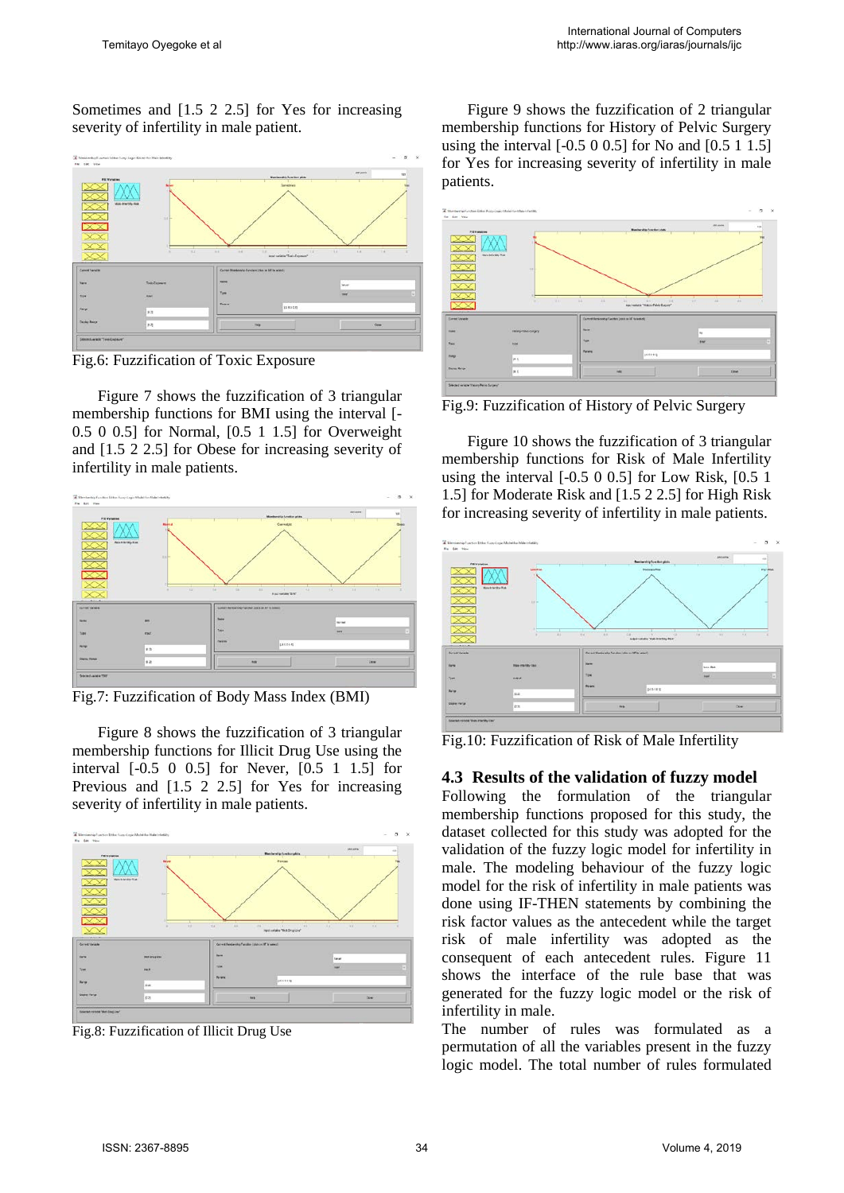Sometimes and [1.5 2 2.5] for Yes for increasing severity of infertility in male patient.

Fig.6: Fuzzification of Toxic Exposure

Figure 7 shows the fuzzification of 3 triangular membership functions for BMI using the interval [-0.5 0 0.5] for Normal, [0.5 1 1.5] for Overweight and [1.5 2 2.5] for Obese for increasing severity of infertility in male patients.

Fig.7: Fuzzification of Body Mass Index (BMI)

Figure 8 shows the fuzzification of 3 triangular membership functions for Illicit Drug Use using the interval [-0.5 0 0.5] for Never, [0.5 1 1.5] for Previous and [1.5 2 2.5] for Yes for increasing severity of infertility in male patients.

Fig.8: Fuzzification of Illicit Drug Use

Figure 9 shows the fuzzification of 2 triangular membership functions for History of Pelvic Surgery using the interval [-0.5 0 0.5] for No and [0.5 1 1.5] for Yes for increasing severity of infertility in male patients.

Fig.9: Fuzzification of History of Pelvic Surgery

Figure 10 shows the fuzzification of 3 triangular membership functions for Risk of Male Infertility using the interval [-0.5 0 0.5] for Low Risk, [0.5 1 1.5] for Moderate Risk and [1.5 2 2.5] for High Risk for increasing severity of infertility in male patients.

Fig.10: Fuzzification of Risk of Male Infertility

### 4.3 Results of the validation of fuzzy model

Following the formulation of the triangular membership functions proposed for this study, the dataset collected for this study was adopted for the validation of the fuzzy logic model for infertility in male. The modeling behaviour of the fuzzy logic model for the risk of infertility in male patients was done using IF-THEN statements by combining the risk factor values as the antecedent while the target risk of male infertility was adopted as the consequent of each antecedent rules. Figure 11 shows the interface of the rule base that was generated for the fuzzy logic model or the risk of infertility in male.

The number of rules was formulated as a permutation of all the variables present in the fuzzy logic model. The total number of rules formulated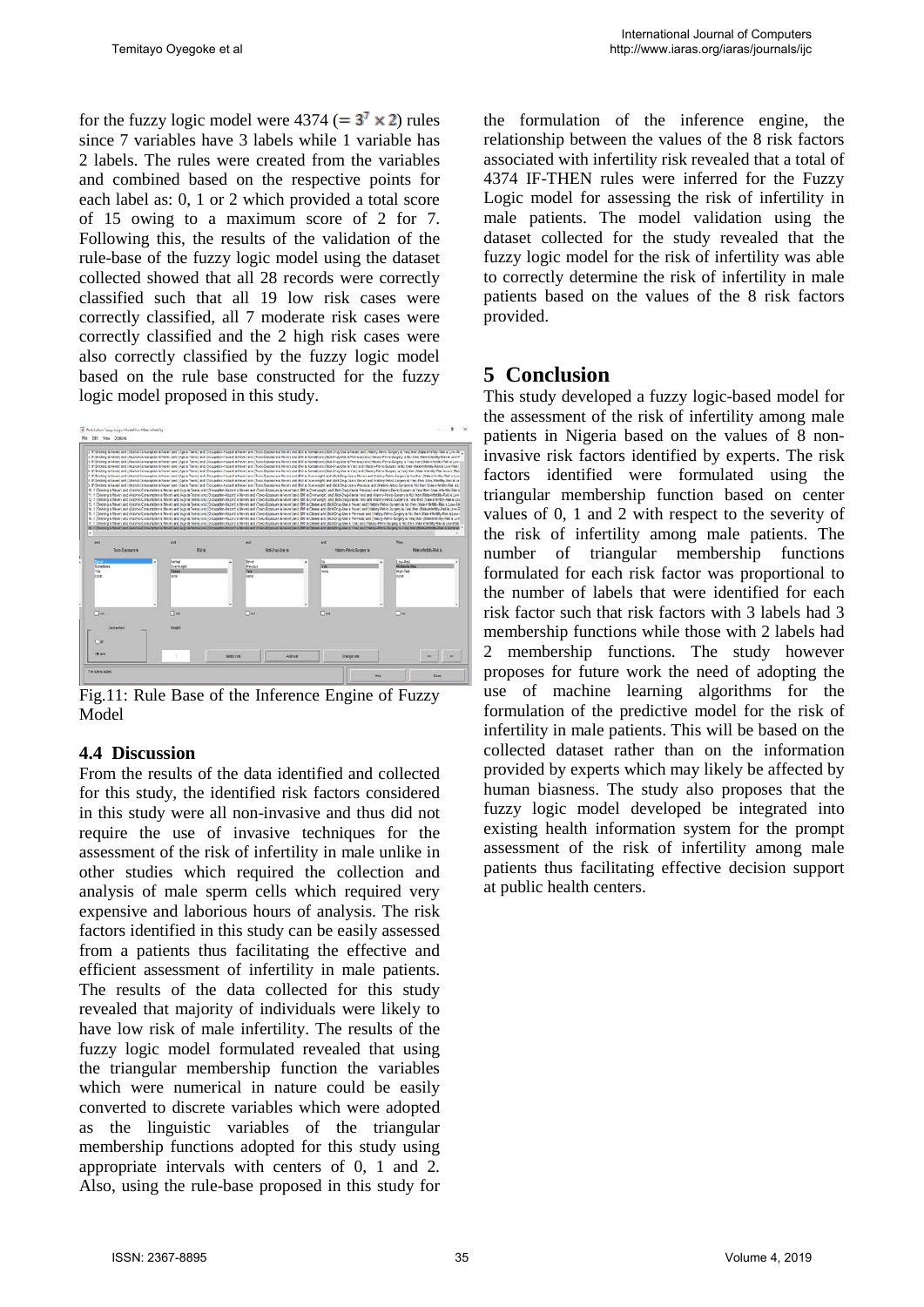for the fuzzy logic model were 4374 ($= 3^7 \times 2$) rules since 7 variables have 3 labels while 1 variable has 2 labels. The rules were created from the variables and combined based on the respective points for each label as: 0, 1 or 2 which provided a total score of 15 owing to a maximum score of 2 for 7. Following this, the results of the validation of the rule-base of the fuzzy logic model using the dataset collected showed that all 28 records were correctly classified such that all 19 low risk cases were correctly classified, all 7 moderate risk cases were correctly classified and the 2 high risk cases were also correctly classified by the fuzzy logic model based on the rule base constructed for the fuzzy logic model proposed in this study.

Fig.11: Rule Base of the Inference Engine of Fuzzy Model

### 4.4 Discussion

From the results of the data identified and collected for this study, the identified risk factors considered in this study were all non-invasive and thus did not require the use of invasive techniques for the assessment of the risk of infertility in male unlike in other studies which required the collection and analysis of male sperm cells which required very expensive and laborious hours of analysis. The risk factors identified in this study can be easily assessed from a patients thus facilitating the effective and efficient assessment of infertility in male patients. The results of the data collected for this study revealed that majority of individuals were likely to have low risk of male infertility. The results of the fuzzy logic model formulated revealed that using the triangular membership function the variables which were numerical in nature could be easily converted to discrete variables which were adopted as the linguistic variables of the triangular membership functions adopted for this study using appropriate intervals with centers of 0, 1 and 2. Also, using the rule-base proposed in this study for the formulation of the inference engine, the relationship between the values of the 8 risk factors associated with infertility risk revealed that a total of 4374 IF-THEN rules were inferred for the Fuzzy Logic model for assessing the risk of infertility in male patients. The model validation using the dataset collected for the study revealed that the fuzzy logic model for the risk of infertility was able to correctly determine the risk of infertility in male patients based on the values of the 8 risk factors provided.

## 5 Conclusion

This study developed a fuzzy logic-based model for the assessment of the risk of infertility among male patients in Nigeria based on the values of 8 non-invasive risk factors identified by experts. The risk factors identified were formulated using the triangular membership function based on center values of 0, 1 and 2 with respect to the severity of the risk of infertility among male patients. The number of triangular membership functions formulated for each risk factor was proportional to the number of labels that were identified for each risk factor such that risk factors with 3 labels had 3 membership functions while those with 2 labels had 2 membership functions. The study however proposes for future work the need of adopting the use of machine learning algorithms for the formulation of the predictive model for the risk of infertility in male patients. This will be based on the collected dataset rather than on the information provided by experts which may likely be affected by human biasness. The study also proposes that the fuzzy logic model developed be integrated into existing health information system for the prompt assessment of the risk of infertility among male patients thus facilitating effective decision support at public health centers.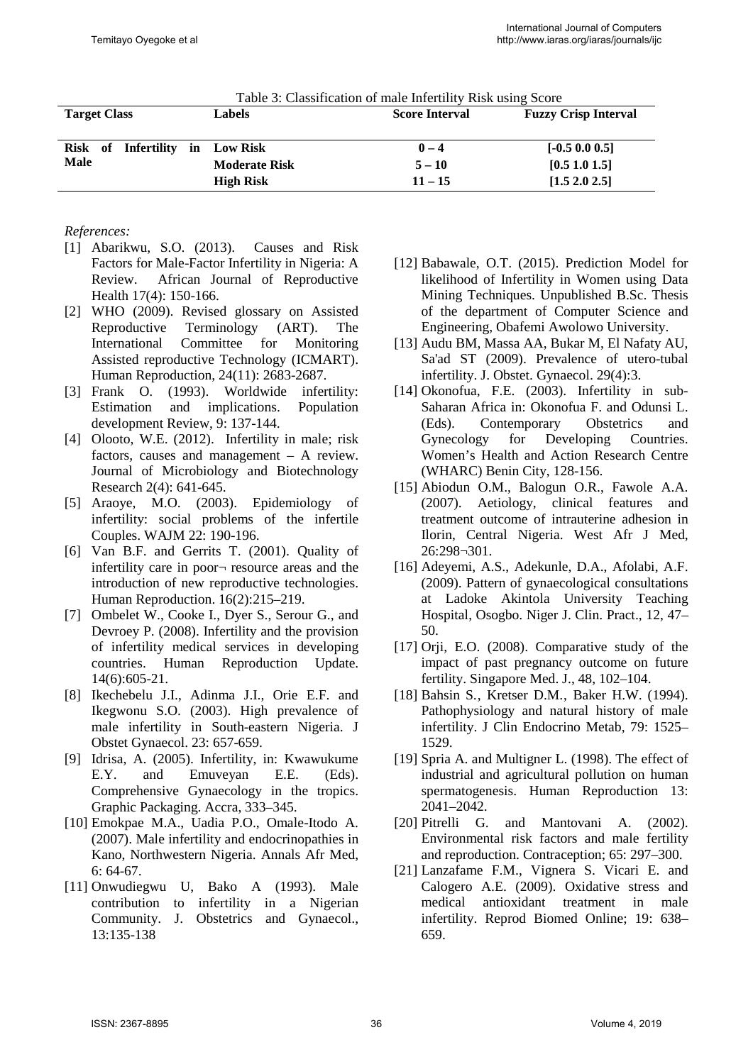Table 3: Classification of male Infertility Risk using Score

| Target Class | Labels | Score Interval | Fuzzy Crisp Interval |
|---|---|---|---|
| **Risk of Infertility in Male** | **Low Risk** | **0 – 4** | **[-0.5 0.0 0.5]** |
| | **Moderate Risk** | **5 – 10** | **[0.5 1.0 1.5]** |
| | **High Risk** | **11 – 15** | **[1.5 2.0 2.5]** |

*References:*

[1] Abarikwu, S.O. (2013). Causes and Risk Factors for Male-Factor Infertility in Nigeria: A Review. African Journal of Reproductive Health 17(4): 150-166.

[2] WHO (2009). Revised glossary on Assisted Reproductive Terminology (ART). The International Committee for Monitoring Assisted reproductive Technology (ICMART). Human Reproduction, 24(11): 2683-2687.

[3] Frank O. (1993). Worldwide infertility: Estimation and implications. Population development Review, 9: 137-144.

[4] Olooto, W.E. (2012). Infertility in male; risk factors, causes and management – A review. Journal of Microbiology and Biotechnology Research 2(4): 641-645.

[5] Araoye, M.O. (2003). Epidemiology of infertility: social problems of the infertile Couples. WAJM 22: 190-196.

[6] Van B.F. and Gerrits T. (2001). Quality of infertility care in poor¬ resource areas and the introduction of new reproductive technologies. Human Reproduction. 16(2):215–219.

[7] Ombelet W., Cooke I., Dyer S., Serour G., and Devroey P. (2008). Infertility and the provision of infertility medical services in developing countries. Human Reproduction Update. 14(6):605-21.

[8] Ikechebelu J.I., Adinma J.I., Orie E.F. and Ikegwonu S.O. (2003). High prevalence of male infertility in South-eastern Nigeria. J Obstet Gynaecol. 23: 657-659.

[9] Idrisa, A. (2005). Infertility, in: Kwawukume E.Y. and Emuveyan E.E. (Eds). Comprehensive Gynaecology in the tropics. Graphic Packaging. Accra, 333–345.

[10] Emokpae M.A., Uadia P.O., Omale-Itodo A. (2007). Male infertility and endocrinopathies in Kano, Northwestern Nigeria. Annals Afr Med, 6: 64-67.

[11] Onwudiegwu U, Bako A (1993). Male contribution to infertility in a Nigerian Community. J. Obstetrics and Gynaecol., 13:135-138

[12] Babawale, O.T. (2015). Prediction Model for likelihood of Infertility in Women using Data Mining Techniques. Unpublished B.Sc. Thesis of the department of Computer Science and Engineering, Obafemi Awolowo University.

[13] Audu BM, Massa AA, Bukar M, El Nafaty AU, Sa'ad ST (2009). Prevalence of utero-tubal infertility. J. Obstet. Gynaecol. 29(4):3.

[14] Okonofua, F.E. (2003). Infertility in sub-Saharan Africa in: Okonofua F. and Odunsi L. (Eds). Contemporary Obstetrics and Gynecology for Developing Countries. Women's Health and Action Research Centre (WHARC) Benin City, 128-156.

[15] Abiodun O.M., Balogun O.R., Fawole A.A. (2007). Aetiology, clinical features and treatment outcome of intrauterine adhesion in Ilorin, Central Nigeria. West Afr J Med, 26:298¬301.

[16] Adeyemi, A.S., Adekunle, D.A., Afolabi, A.F. (2009). Pattern of gynaecological consultations at Ladoke Akintola University Teaching Hospital, Osogbo. Niger J. Clin. Pract., 12, 47–50.

[17] Orji, E.O. (2008). Comparative study of the impact of past pregnancy outcome on future fertility. Singapore Med. J., 48, 102–104.

[18] Bahsin S., Kretser D.M., Baker H.W. (1994). Pathophysiology and natural history of male infertility. J Clin Endocrino Metab, 79: 1525–1529.

[19] Spria A. and Multigner L. (1998). The effect of industrial and agricultural pollution on human spermatogenesis. Human Reproduction 13: 2041–2042.

[20] Pitrelli G. and Mantovani A. (2002). Environmental risk factors and male fertility and reproduction. Contraception; 65: 297–300.

[21] Lanzafame F.M., Vignera S. Vicari E. and Calogero A.E. (2009). Oxidative stress and medical antioxidant treatment in male infertility. Reprod Biomed Online; 19: 638–659.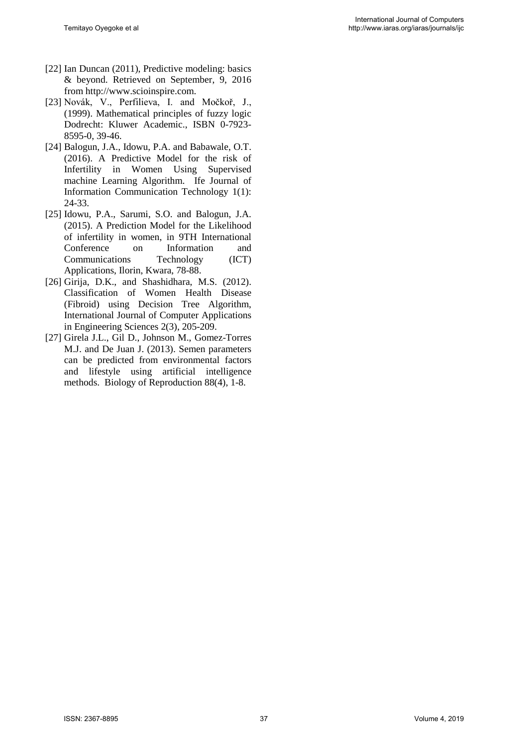[22] Ian Duncan (2011), Predictive modeling: basics & beyond. Retrieved on September, 9, 2016 from http://www.scioinspire.com.

[23] Novák, V., Perfilieva, I. and Močkoř, J., (1999). Mathematical principles of fuzzy logic Dodrecht: Kluwer Academic., ISBN 0-7923-8595-0, 39-46.

[24] Balogun, J.A., Idowu, P.A. and Babawale, O.T. (2016). A Predictive Model for the risk of Infertility in Women Using Supervised machine Learning Algorithm. Ife Journal of Information Communication Technology 1(1): 24-33.

[25] Idowu, P.A., Sarumi, S.O. and Balogun, J.A. (2015). A Prediction Model for the Likelihood of infertility in women, in 9TH International Conference on Information and Communications Technology (ICT) Applications, Ilorin, Kwara, 78-88.

[26] Girija, D.K., and Shashidhara, M.S. (2012). Classification of Women Health Disease (Fibroid) using Decision Tree Algorithm, International Journal of Computer Applications in Engineering Sciences 2(3), 205-209.

[27] Girela J.L., Gil D., Johnson M., Gomez-Torres M.J. and De Juan J. (2013). Semen parameters can be predicted from environmental factors and lifestyle using artificial intelligence methods. Biology of Reproduction 88(4), 1-8.